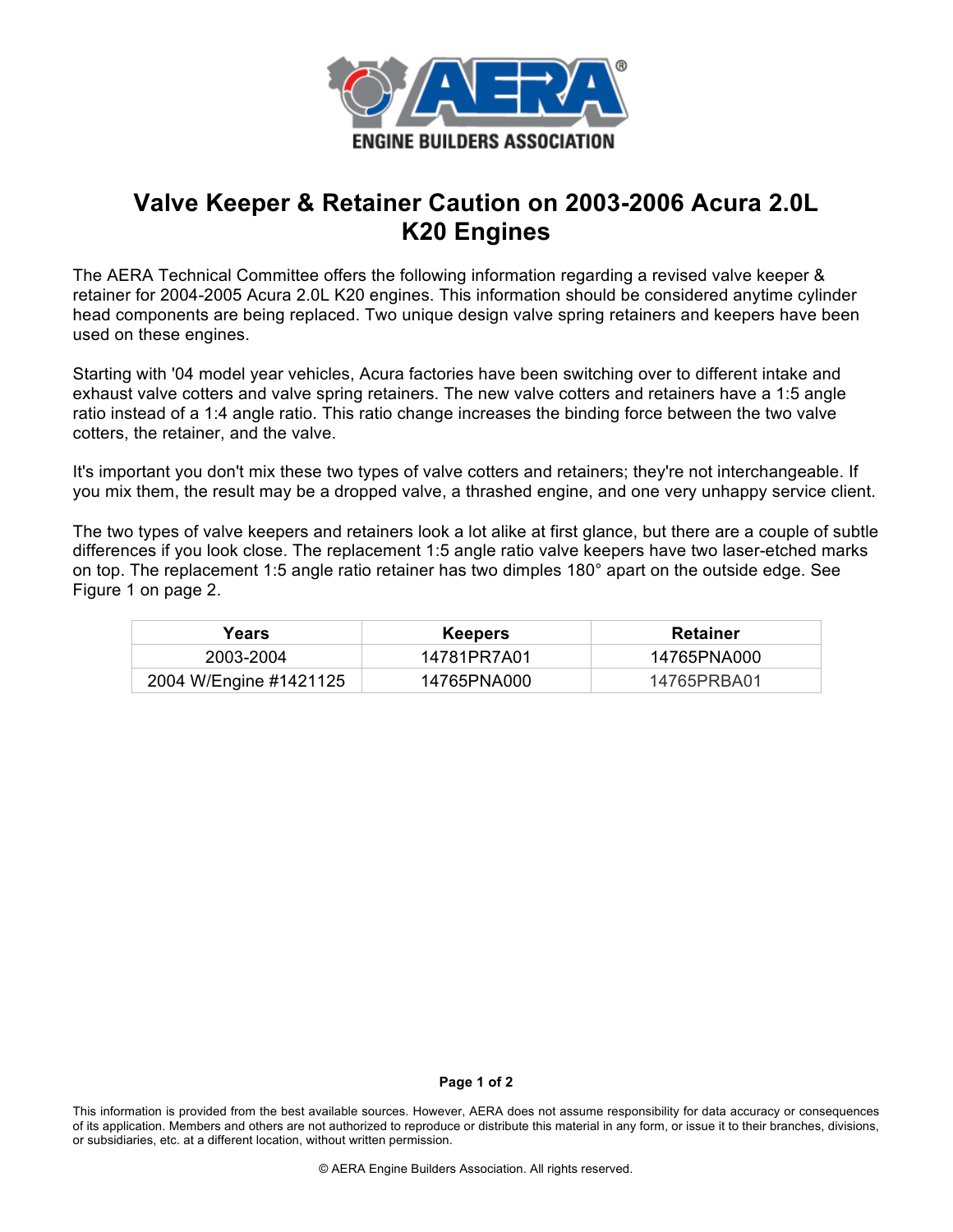# Valve Keeper & Retainer Caution on 2003-2006 Acura 2.0L K20 Engines

The AERA Technical Committee offers the following information regarding a revised valve keeper & retainer for 2004-2005 Acura 2.0L K20 engines. This information should be considered anytime cylinder head components are being replaced. Two unique design valve spring retainers and keepers have been used on these engines.

Starting with '04 model year vehicles, Acura factories have been switching over to different intake and exhaust valve cotters and valve spring retainers. The new valve cotters and retainers have a 1:5 angle ratio instead of a 1:4 angle ratio. This ratio change increases the binding force between the two valve cotters, the retainer, and the valve.

It's important you don't mix these two types of valve cotters and retainers; they're not interchangeable. If you mix them, the result may be a dropped valve, a thrashed engine, and one very unhappy service client.

The two types of valve keepers and retainers look a lot alike at first glance, but there are a couple of subtle differences if you look close. The replacement 1:5 angle ratio valve keepers have two laser-etched marks on top. The replacement 1:5 angle ratio retainer has two dimples 180° apart on the outside edge. See Figure 1 on page 2.

| Years | Keepers | Retainer |
|---|---|---|
| 2003-2004 | 14781PR7A01 | 14765PNA000 |
| 2004 W/Engine #1421125 | 14765PNA000 | 14765PRBA01 |

This information is provided from the best available sources. However, AERA does not assume responsibility for data accuracy or consequences of its application. Members and others are not authorized to reproduce or distribute this material in any form, or issue it to their branches, divisions, or subsidiaries, etc. at a different location, without written permission.

© AERA Engine Builders Association. All rights reserved.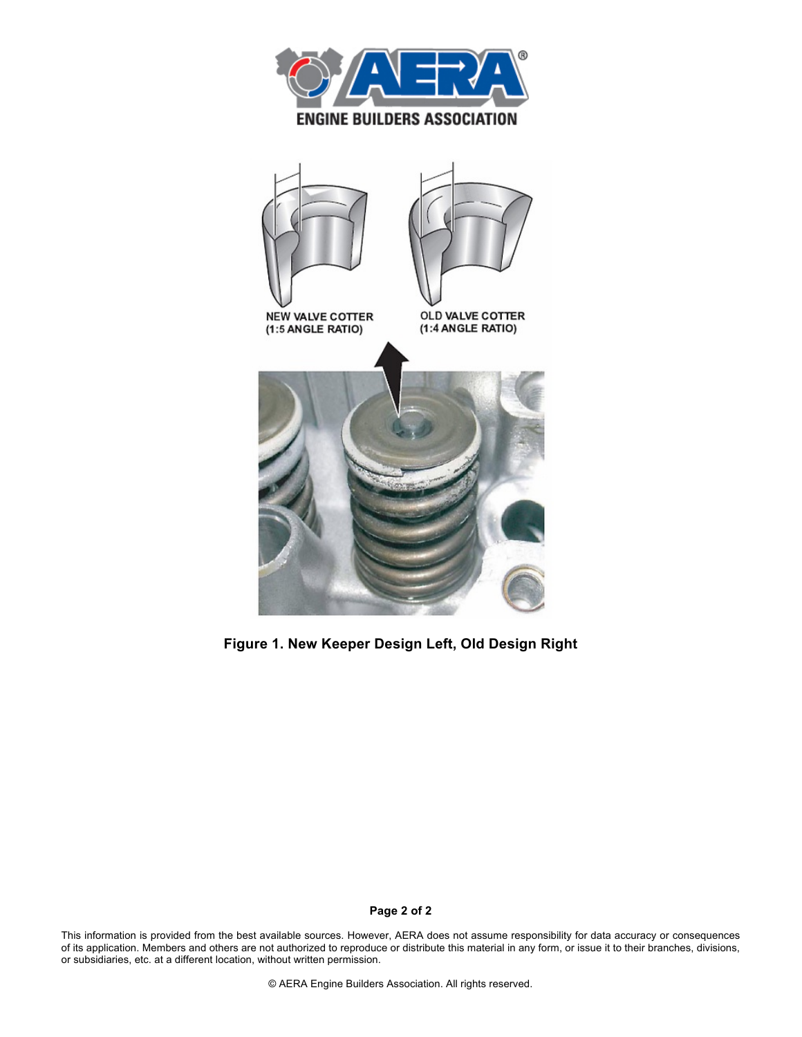NEW VALVE COTTER
(1:5 ANGLE RATIO)

OLD VALVE COTTER
(1:4 ANGLE RATIO)

**Figure 1. New Keeper Design Left, Old Design Right**

This information is provided from the best available sources. However, AERA does not assume responsibility for data accuracy or consequences of its application. Members and others are not authorized to reproduce or distribute this material in any form, or issue it to their branches, divisions, or subsidiaries, etc. at a different location, without written permission.

© AERA Engine Builders Association. All rights reserved.